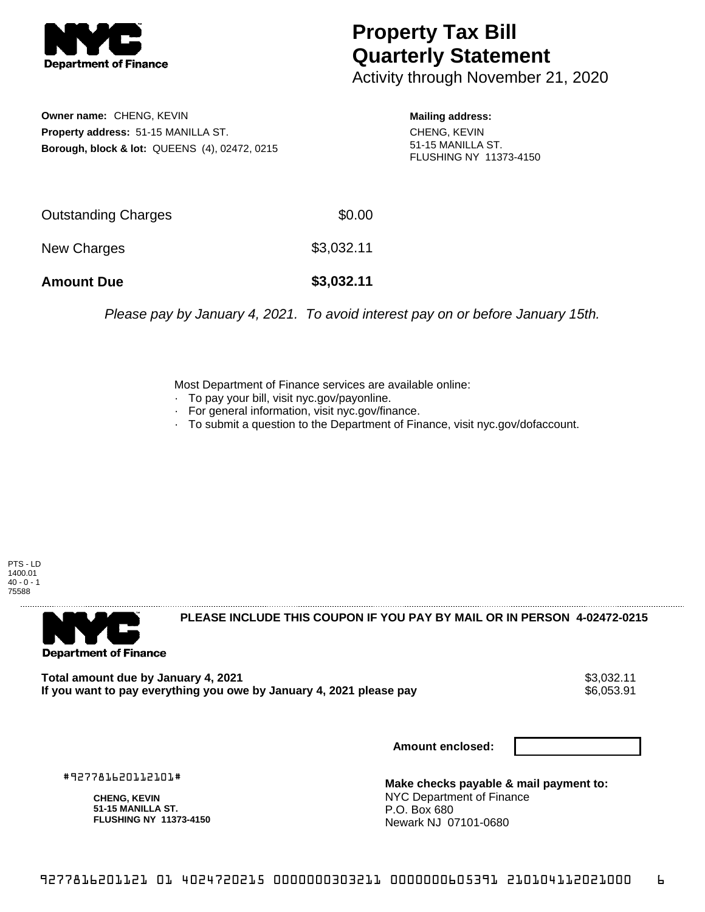**Department of Finance**

# Property Tax Bill Quarterly Statement

Activity through November 21, 2020

**Owner name:** CHENG, KEVIN
**Property address:** 51-15 MANILLA ST.
**Borough, block & lot:** QUEENS (4), 02472, 0215

**Mailing address:**
CHENG, KEVIN
51-15 MANILLA ST.
FLUSHING NY 11373-4150

| | |
|---|---|
| Outstanding Charges | $0.00 |
| New Charges | $3,032.11 |
| **Amount Due** | **$3,032.11** |

*Please pay by January 4, 2021. To avoid interest pay on or before January 15th.*

Most Department of Finance services are available online:

- To pay your bill, visit nyc.gov/payonline.
- For general information, visit nyc.gov/finance.
- To submit a question to the Department of Finance, visit nyc.gov/dofaccount.

PTS - LD
1400.01
40 - 0 - 1
75588

---

**Department of Finance**

**PLEASE INCLUDE THIS COUPON IF YOU PAY BY MAIL OR IN PERSON 4-02472-0215**

| | |
|---|---|
| **Total amount due by January 4, 2021** | $3,032.11 |
| **If you want to pay everything you owe by January 4, 2021 please pay** | $6,053.91 |

**Amount enclosed:**

#927781620112101#

**CHENG, KEVIN**
**51-15 MANILLA ST.**
**FLUSHING NY 11373-4150**

**Make checks payable & mail payment to:**
NYC Department of Finance
P.O. Box 680
Newark NJ 07101-0680

9277816201121 01 4024720215 0000000303211 0000000605391 210104112021000 6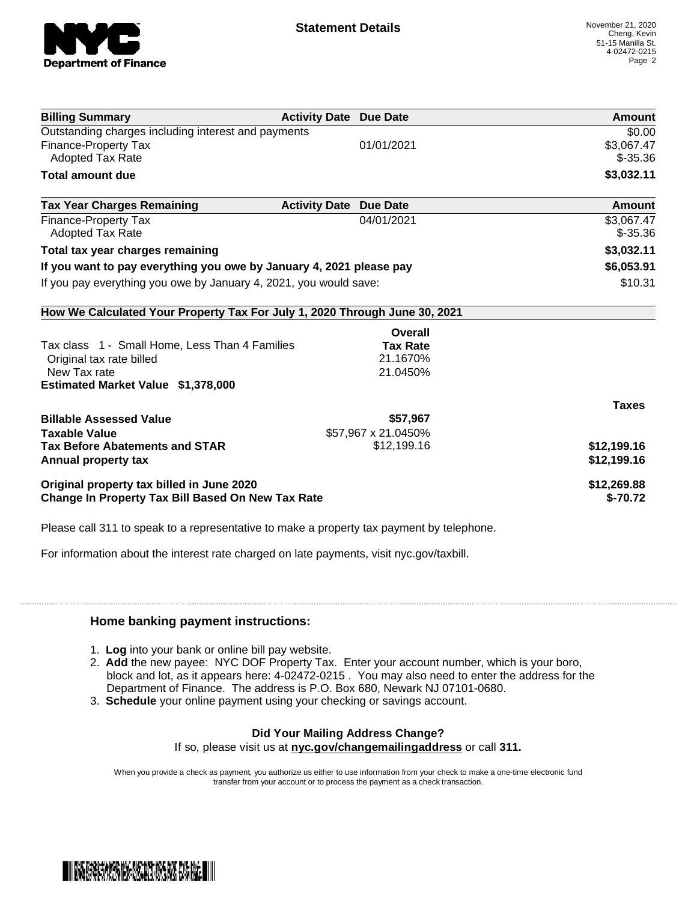**Statement Details**

November 21, 2020
Cheng, Kevin
51-15 Manilla St.
4-02472-0215

| Billing Summary | Activity Date | Due Date | Amount |
| --- | --- | --- | --- |
| Outstanding charges including interest and payments | | | $0.00 |
| Finance-Property Tax | | 01/01/2021 | $3,067.47 |
| Adopted Tax Rate | | | $-35.36 |
| **Total amount due** | | | **$3,032.11** |

| Tax Year Charges Remaining | Activity Date | Due Date | Amount |
| --- | --- | --- | --- |
| Finance-Property Tax | | 04/01/2021 | $3,067.47 |
| Adopted Tax Rate | | | $-35.36 |
| **Total tax year charges remaining** | | | **$3,032.11** |
| **If you want to pay everything you owe by January 4, 2021 please pay** | | | **$6,053.91** |
| If you pay everything you owe by January 4, 2021, you would save: | | | $10.31 |

**How We Calculated Your Property Tax For July 1, 2020 Through June 30, 2021**

| | Overall Tax Rate | Taxes |
| --- | --- | --- |
| Tax class 1 - Small Home, Less Than 4 Families | | |
| Original tax rate billed | 21.1670% | |
| New Tax rate | 21.0450% | |
| **Estimated Market Value $1,378,000** | | |
| **Billable Assessed Value** | **$57,967** | |
| **Taxable Value** | $57,967 x 21.0450% | |
| **Tax Before Abatements and STAR** | $12,199.16 | **$12,199.16** |
| **Annual property tax** | | **$12,199.16** |
| **Original property tax billed in June 2020** | | **$12,269.88** |
| **Change In Property Tax Bill Based On New Tax Rate** | | **$-70.72** |

Please call 311 to speak to a representative to make a property tax payment by telephone.

For information about the interest rate charged on late payments, visit nyc.gov/taxbill.

### Home banking payment instructions:

1. **Log** into your bank or online bill pay website.
2. **Add** the new payee: NYC DOF Property Tax. Enter your account number, which is your boro, block and lot, as it appears here: 4-02472-0215 . You may also need to enter the address for the Department of Finance. The address is P.O. Box 680, Newark NJ 07101-0680.
3. **Schedule** your online payment using your checking or savings account.

**Did Your Mailing Address Change?**
If so, please visit us at **nyc.gov/changemailingaddress** or call **311.**

When you provide a check as payment, you authorize us either to use information from your check to make a one-time electronic fund transfer from your account or to process the payment as a check transaction.